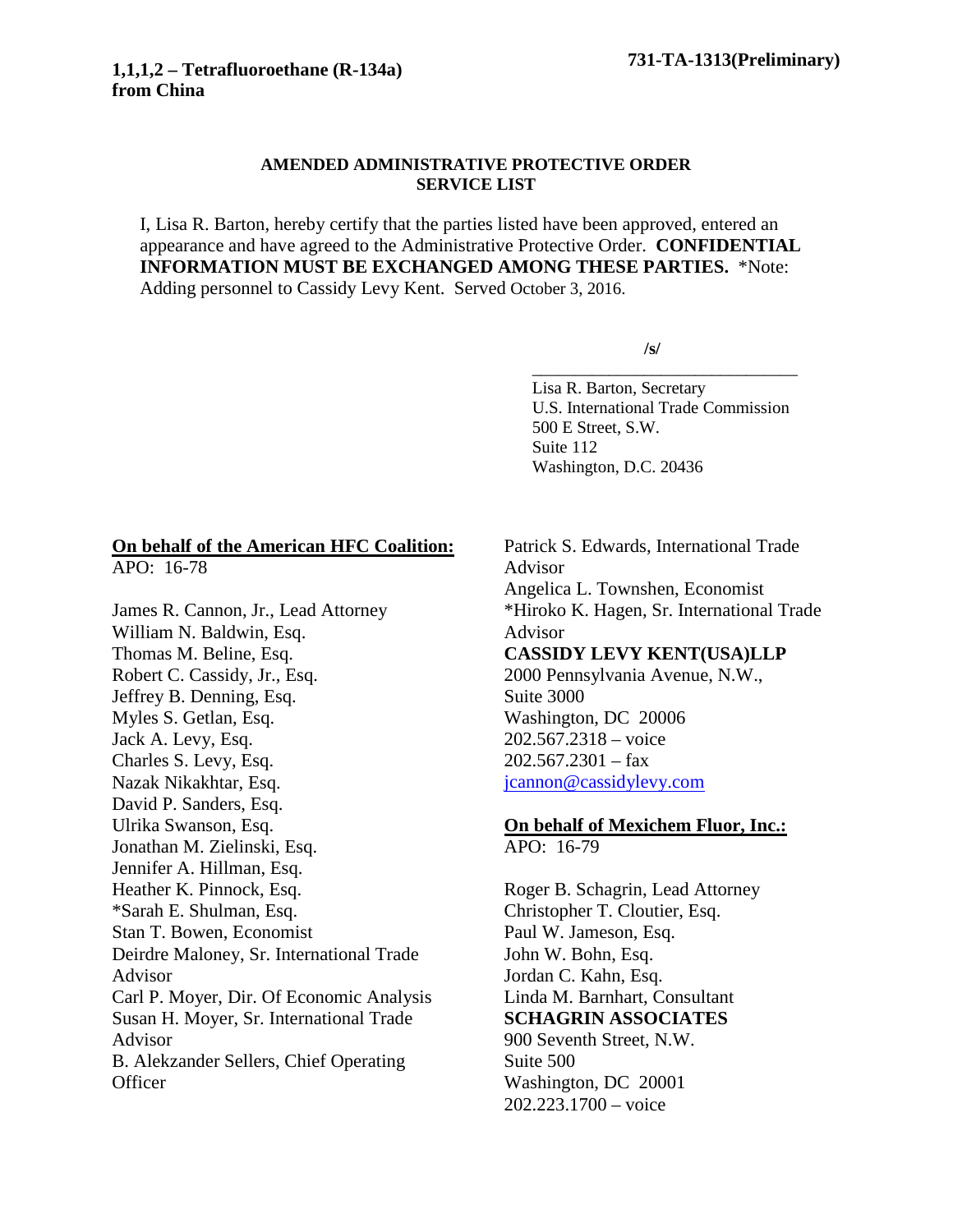**1,1,1,2 – Tetrafluoroethane (R-134a) from China**

**731-TA-1313(Preliminary)**

**AMENDED ADMINISTRATIVE PROTECTIVE ORDER SERVICE LIST**

I, Lisa R. Barton, hereby certify that the parties listed have been approved, entered an appearance and have agreed to the Administrative Protective Order. **CONFIDENTIAL INFORMATION MUST BE EXCHANGED AMONG THESE PARTIES.** *Note: Adding personnel to Cassidy Levy Kent. Served October 3, 2016.

/s/
\_\_\_\_\_\_\_\_\_\_\_\_\_\_\_\_\_\_\_\_\_\_\_\_\_\_\_\_\_\_\_\_
Lisa R. Barton, Secretary
U.S. International Trade Commission
500 E Street, S.W.
Suite 112
Washington, D.C. 20436

**On behalf of the American HFC Coalition:**
APO: 16-78

James R. Cannon, Jr., Lead Attorney
William N. Baldwin, Esq.
Thomas M. Beline, Esq.
Robert C. Cassidy, Jr., Esq.
Jeffrey B. Denning, Esq.
Myles S. Getlan, Esq.
Jack A. Levy, Esq.
Charles S. Levy, Esq.
Nazak Nikakhtar, Esq.
David P. Sanders, Esq.
Ulrika Swanson, Esq.
Jonathan M. Zielinski, Esq.
Jennifer A. Hillman, Esq.
Heather K. Pinnock, Esq.
*Sarah E. Shulman, Esq.
Stan T. Bowen, Economist
Deirdre Maloney, Sr. International Trade Advisor
Carl P. Moyer, Dir. Of Economic Analysis
Susan H. Moyer, Sr. International Trade Advisor
B. Alekzander Sellers, Chief Operating Officer
Patrick S. Edwards, International Trade Advisor
Angelica L. Townshen, Economist
*Hiroko K. Hagen, Sr. International Trade Advisor
**CASSIDY LEVY KENT(USA)LLP**
2000 Pennsylvania Avenue, N.W.,
Suite 3000
Washington, DC 20006
202.567.2318 – voice
202.567.2301 – fax
jcannon@cassidylevy.com

**On behalf of Mexichem Fluor, Inc.:**
APO: 16-79

Roger B. Schagrin, Lead Attorney
Christopher T. Cloutier, Esq.
Paul W. Jameson, Esq.
John W. Bohn, Esq.
Jordan C. Kahn, Esq.
Linda M. Barnhart, Consultant
**SCHAGRIN ASSOCIATES**
900 Seventh Street, N.W.
Suite 500
Washington, DC 20001
202.223.1700 – voice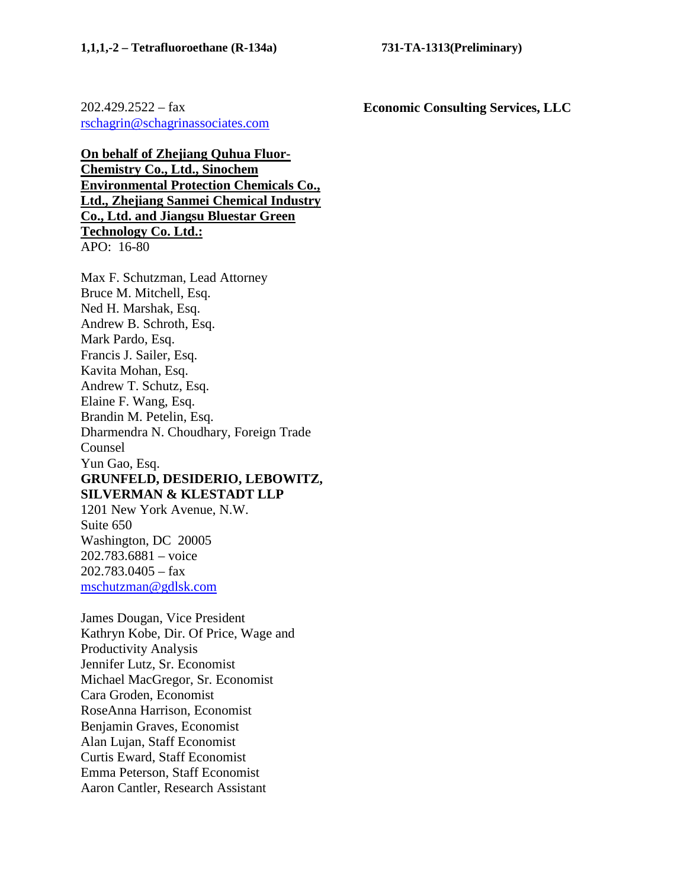202.429.2522 – fax
rschagrin@schagrinassociates.com

**Economic Consulting Services, LLC**

**On behalf of Zhejiang Quhua Fluor-Chemistry Co., Ltd., Sinochem Environmental Protection Chemicals Co., Ltd., Zhejiang Sanmei Chemical Industry Co., Ltd. and Jiangsu Bluestar Green Technology Co. Ltd.:**
APO: 16-80

Max F. Schutzman, Lead Attorney
Bruce M. Mitchell, Esq.
Ned H. Marshak, Esq.
Andrew B. Schroth, Esq.
Mark Pardo, Esq.
Francis J. Sailer, Esq.
Kavita Mohan, Esq.
Andrew T. Schutz, Esq.
Elaine F. Wang, Esq.
Brandin M. Petelin, Esq.
Dharmendra N. Choudhary, Foreign Trade Counsel
Yun Gao, Esq.
**GRUNFELD, DESIDERIO, LEBOWITZ, SILVERMAN & KLESTADT LLP**
1201 New York Avenue, N.W.
Suite 650
Washington, DC 20005
202.783.6881 – voice
202.783.0405 – fax
mschutzman@gdlsk.com

James Dougan, Vice President
Kathryn Kobe, Dir. Of Price, Wage and Productivity Analysis
Jennifer Lutz, Sr. Economist
Michael MacGregor, Sr. Economist
Cara Groden, Economist
RoseAnna Harrison, Economist
Benjamin Graves, Economist
Alan Lujan, Staff Economist
Curtis Eward, Staff Economist
Emma Peterson, Staff Economist
Aaron Cantler, Research Assistant